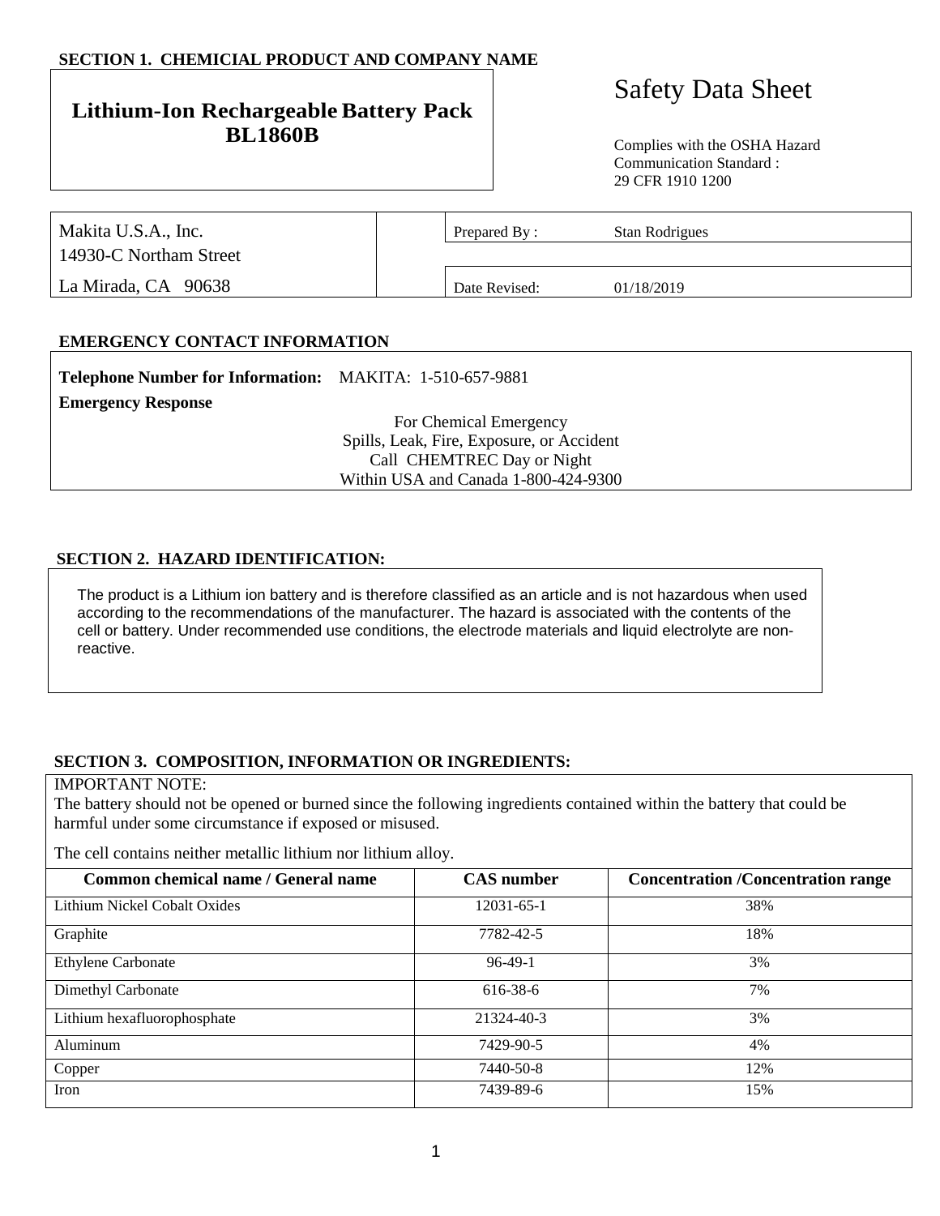## SECTION 1. CHEMICIAL PRODUCT AND COMPANY NAME

**Lithium-Ion Rechargeable Battery Pack BL1860B**

# Safety Data Sheet

Complies with the OSHA Hazard Communication Standard : 29 CFR 1910 1200

Makita U.S.A., Inc.
14930-C Northam Street
La Mirada, CA 90638

| Prepared By : | Stan Rodrigues |
|---|---|
| Date Revised: | 01/18/2019 |

## EMERGENCY CONTACT INFORMATION

**Telephone Number for Information:** MAKITA: 1-510-657-9881

**Emergency Response**

For Chemical Emergency
Spills, Leak, Fire, Exposure, or Accident
Call CHEMTREC Day or Night
Within USA and Canada 1-800-424-9300

## SECTION 2. HAZARD IDENTIFICATION:

The product is a Lithium ion battery and is therefore classified as an article and is not hazardous when used according to the recommendations of the manufacturer. The hazard is associated with the contents of the cell or battery. Under recommended use conditions, the electrode materials and liquid electrolyte are non-reactive.

## SECTION 3. COMPOSITION, INFORMATION OR INGREDIENTS:

IMPORTANT NOTE:
The battery should not be opened or burned since the following ingredients contained within the battery that could be harmful under some circumstance if exposed or misused.

The cell contains neither metallic lithium nor lithium alloy.

| Common chemical name / General name | CAS number | Concentration /Concentration range |
|---|---|---|
| Lithium Nickel Cobalt Oxides | 12031-65-1 | 38% |
| Graphite | 7782-42-5 | 18% |
| Ethylene Carbonate | 96-49-1 | 3% |
| Dimethyl Carbonate | 616-38-6 | 7% |
| Lithium hexafluorophosphate | 21324-40-3 | 3% |
| Aluminum | 7429-90-5 | 4% |
| Copper | 7440-50-8 | 12% |
| Iron | 7439-89-6 | 15% |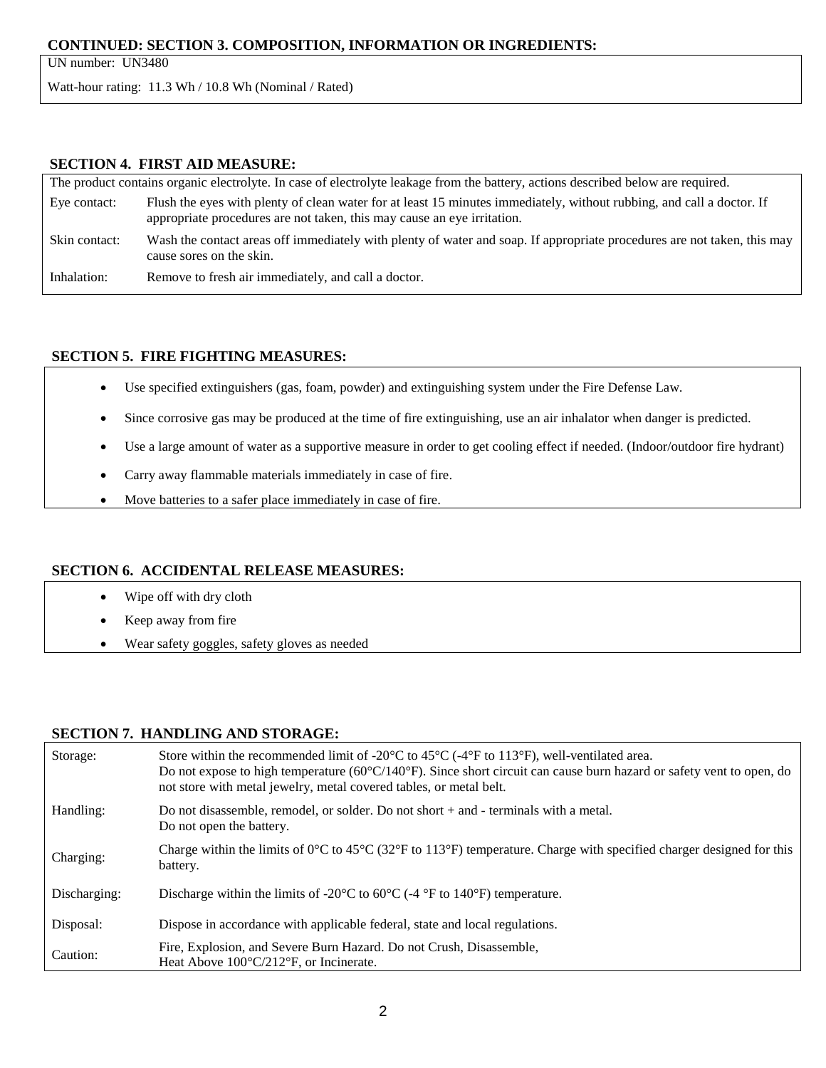## CONTINUED: SECTION 3. COMPOSITION, INFORMATION OR INGREDIENTS:

UN number: UN3480

Watt-hour rating: 11.3 Wh / 10.8 Wh (Nominal / Rated)

## SECTION 4. FIRST AID MEASURE:

The product contains organic electrolyte. In case of electrolyte leakage from the battery, actions described below are required.

| | |
|---|---|
| Eye contact: | Flush the eyes with plenty of clean water for at least 15 minutes immediately, without rubbing, and call a doctor. If appropriate procedures are not taken, this may cause an eye irritation. |
| Skin contact: | Wash the contact areas off immediately with plenty of water and soap. If appropriate procedures are not taken, this may cause sores on the skin. |
| Inhalation: | Remove to fresh air immediately, and call a doctor. |

## SECTION 5. FIRE FIGHTING MEASURES:

- Use specified extinguishers (gas, foam, powder) and extinguishing system under the Fire Defense Law.
- Since corrosive gas may be produced at the time of fire extinguishing, use an air inhalator when danger is predicted.
- Use a large amount of water as a supportive measure in order to get cooling effect if needed. (Indoor/outdoor fire hydrant)
- Carry away flammable materials immediately in case of fire.
- Move batteries to a safer place immediately in case of fire.

## SECTION 6. ACCIDENTAL RELEASE MEASURES:

- Wipe off with dry cloth
- Keep away from fire
- Wear safety goggles, safety gloves as needed

## SECTION 7. HANDLING AND STORAGE:

| | |
|---|---|
| Storage: | Store within the recommended limit of -20°C to 45°C (-4°F to 113°F), well-ventilated area.<br>Do not expose to high temperature (60°C/140°F). Since short circuit can cause burn hazard or safety vent to open, do not store with metal jewelry, metal covered tables, or metal belt. |
| Handling: | Do not disassemble, remodel, or solder. Do not short + and - terminals with a metal.<br>Do not open the battery. |
| Charging: | Charge within the limits of 0°C to 45°C (32°F to 113°F) temperature. Charge with specified charger designed for this battery. |
| Discharging: | Discharge within the limits of -20°C to 60°C (-4 °F to 140°F) temperature. |
| Disposal: | Dispose in accordance with applicable federal, state and local regulations. |
| Caution: | Fire, Explosion, and Severe Burn Hazard. Do not Crush, Disassemble,<br>Heat Above 100°C/212°F, or Incinerate. |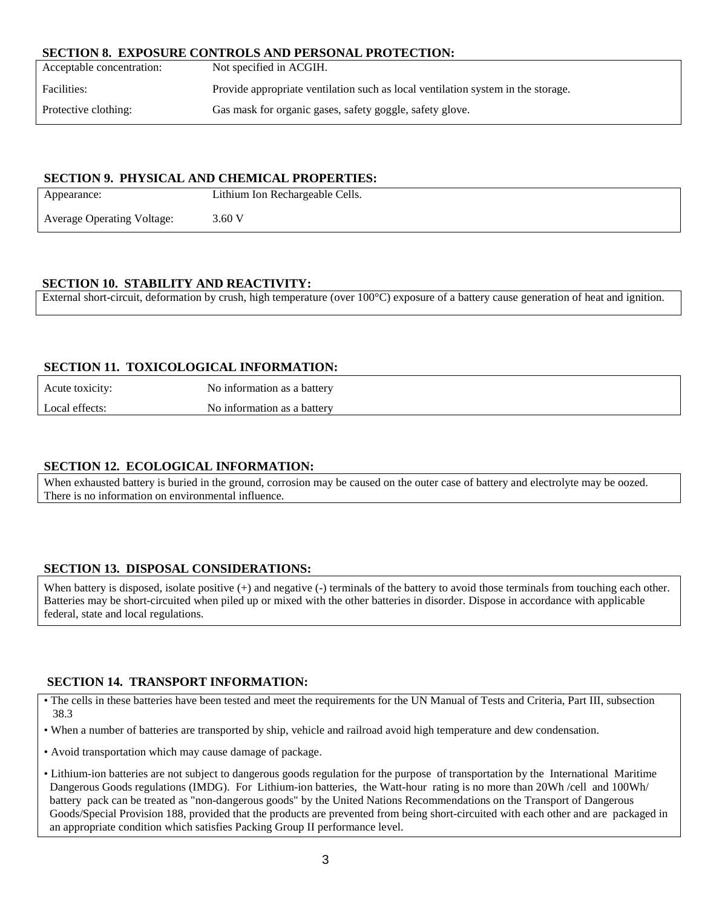## SECTION 8. EXPOSURE CONTROLS AND PERSONAL PROTECTION:

| | |
|---|---|
| Acceptable concentration: | Not specified in ACGIH. |
| Facilities: | Provide appropriate ventilation such as local ventilation system in the storage. |
| Protective clothing: | Gas mask for organic gases, safety goggle, safety glove. |

## SECTION 9. PHYSICAL AND CHEMICAL PROPERTIES:

| | |
|---|---|
| Appearance: | Lithium Ion Rechargeable Cells. |
| Average Operating Voltage: | 3.60 V |

## SECTION 10. STABILITY AND REACTIVITY:

External short-circuit, deformation by crush, high temperature (over 100°C) exposure of a battery cause generation of heat and ignition.

## SECTION 11. TOXICOLOGICAL INFORMATION:

| | |
|---|---|
| Acute toxicity: | No information as a battery |
| Local effects: | No information as a battery |

## SECTION 12. ECOLOGICAL INFORMATION:

When exhausted battery is buried in the ground, corrosion may be caused on the outer case of battery and electrolyte may be oozed. There is no information on environmental influence.

## SECTION 13. DISPOSAL CONSIDERATIONS:

When battery is disposed, isolate positive (+) and negative (-) terminals of the battery to avoid those terminals from touching each other. Batteries may be short-circuited when piled up or mixed with the other batteries in disorder. Dispose in accordance with applicable federal, state and local regulations.

## SECTION 14. TRANSPORT INFORMATION:

- The cells in these batteries have been tested and meet the requirements for the UN Manual of Tests and Criteria, Part III, subsection 38.3
- When a number of batteries are transported by ship, vehicle and railroad avoid high temperature and dew condensation.
- Avoid transportation which may cause damage of package.
- Lithium-ion batteries are not subject to dangerous goods regulation for the purpose of transportation by the International Maritime Dangerous Goods regulations (IMDG). For Lithium-ion batteries, the Watt-hour rating is no more than 20Wh /cell and 100Wh/ battery pack can be treated as "non-dangerous goods" by the United Nations Recommendations on the Transport of Dangerous Goods/Special Provision 188, provided that the products are prevented from being short-circuited with each other and are packaged in an appropriate condition which satisfies Packing Group II performance level.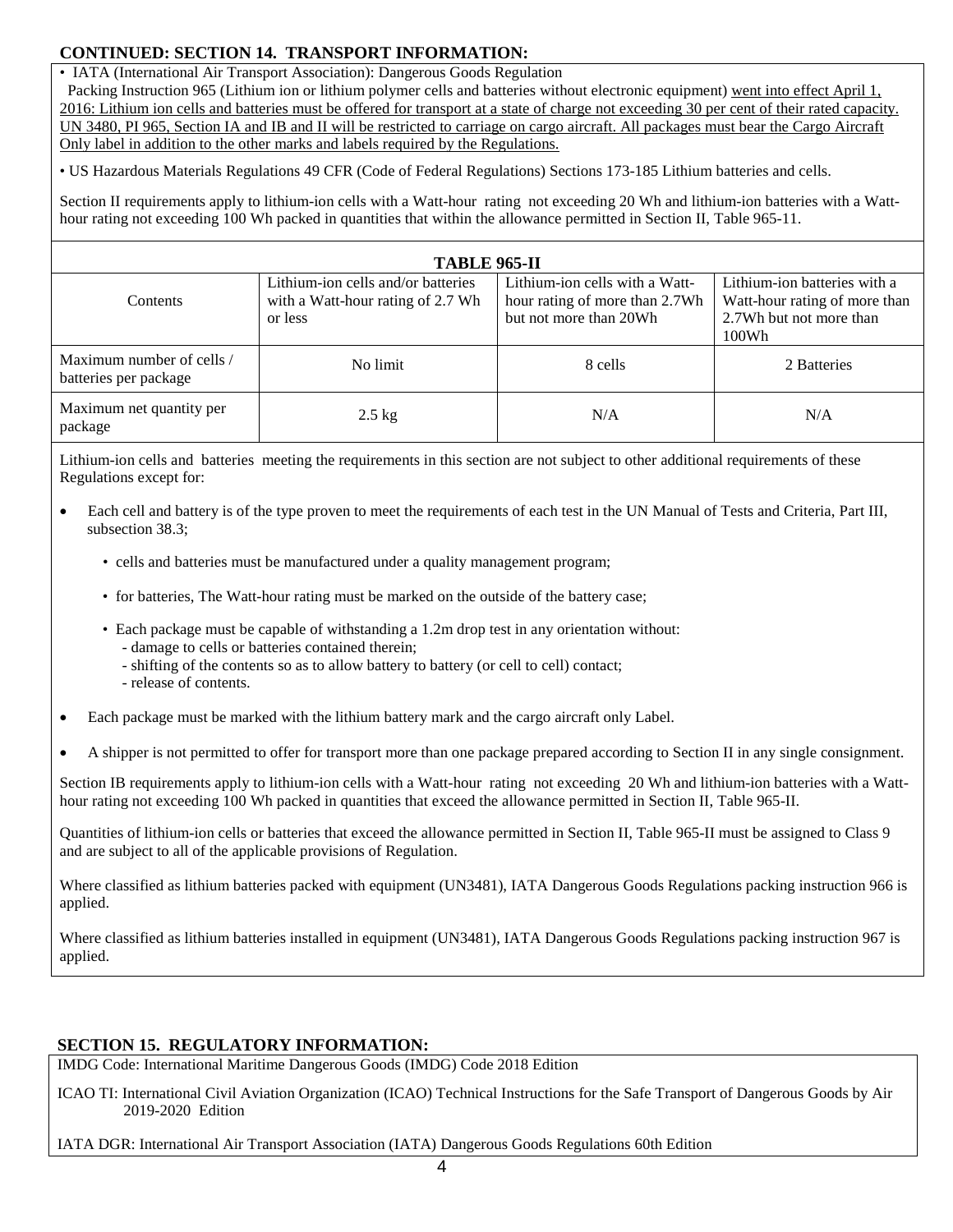## CONTINUED: SECTION 14. TRANSPORT INFORMATION:

• IATA (International Air Transport Association): Dangerous Goods Regulation
Packing Instruction 965 (Lithium ion or lithium polymer cells and batteries without electronic equipment) went into effect April 1, 2016: Lithium ion cells and batteries must be offered for transport at a state of charge not exceeding 30 per cent of their rated capacity. UN 3480, PI 965, Section IA and IB and II will be restricted to carriage on cargo aircraft. All packages must bear the Cargo Aircraft Only label in addition to the other marks and labels required by the Regulations.

• US Hazardous Materials Regulations 49 CFR (Code of Federal Regulations) Sections 173-185 Lithium batteries and cells.

Section II requirements apply to lithium-ion cells with a Watt-hour rating not exceeding 20 Wh and lithium-ion batteries with a Watt-hour rating not exceeding 100 Wh packed in quantities that within the allowance permitted in Section II, Table 965-11.

**TABLE 965-II**

| Contents | Lithium-ion cells and/or batteries with a Watt-hour rating of 2.7 Wh or less | Lithium-ion cells with a Watt-hour rating of more than 2.7Wh but not more than 20Wh | Lithium-ion batteries with a Watt-hour rating of more than 2.7Wh but not more than 100Wh |
|---|---|---|---|
| Maximum number of cells / batteries per package | No limit | 8 cells | 2 Batteries |
| Maximum net quantity per package | 2.5 kg | N/A | N/A |

Lithium-ion cells and batteries meeting the requirements in this section are not subject to other additional requirements of these Regulations except for:

- Each cell and battery is of the type proven to meet the requirements of each test in the UN Manual of Tests and Criteria, Part III, subsection 38.3;
  - cells and batteries must be manufactured under a quality management program;
  - for batteries, The Watt-hour rating must be marked on the outside of the battery case;
  - Each package must be capable of withstanding a 1.2m drop test in any orientation without:
    - damage to cells or batteries contained therein;
    - shifting of the contents so as to allow battery to battery (or cell to cell) contact;
    - release of contents.
- Each package must be marked with the lithium battery mark and the cargo aircraft only Label.
- A shipper is not permitted to offer for transport more than one package prepared according to Section II in any single consignment.

Section IB requirements apply to lithium-ion cells with a Watt-hour rating not exceeding 20 Wh and lithium-ion batteries with a Watt-hour rating not exceeding 100 Wh packed in quantities that exceed the allowance permitted in Section II, Table 965-II.

Quantities of lithium-ion cells or batteries that exceed the allowance permitted in Section II, Table 965-II must be assigned to Class 9 and are subject to all of the applicable provisions of Regulation.

Where classified as lithium batteries packed with equipment (UN3481), IATA Dangerous Goods Regulations packing instruction 966 is applied.

Where classified as lithium batteries installed in equipment (UN3481), IATA Dangerous Goods Regulations packing instruction 967 is applied.

## SECTION 15. REGULATORY INFORMATION:

IMDG Code: International Maritime Dangerous Goods (IMDG) Code 2018 Edition

ICAO TI: International Civil Aviation Organization (ICAO) Technical Instructions for the Safe Transport of Dangerous Goods by Air 2019-2020 Edition

IATA DGR: International Air Transport Association (IATA) Dangerous Goods Regulations 60th Edition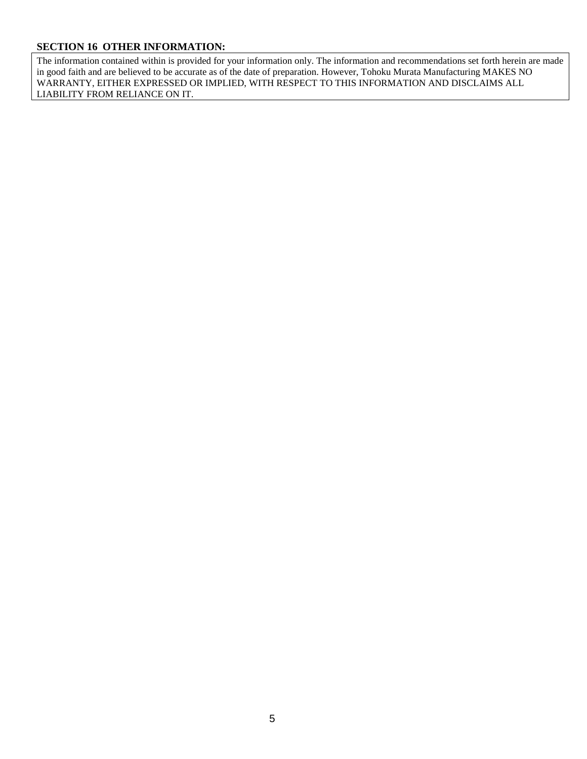**SECTION 16 OTHER INFORMATION:**

The information contained within is provided for your information only. The information and recommendations set forth herein are made in good faith and are believed to be accurate as of the date of preparation. However, Tohoku Murata Manufacturing MAKES NO WARRANTY, EITHER EXPRESSED OR IMPLIED, WITH RESPECT TO THIS INFORMATION AND DISCLAIMS ALL LIABILITY FROM RELIANCE ON IT.